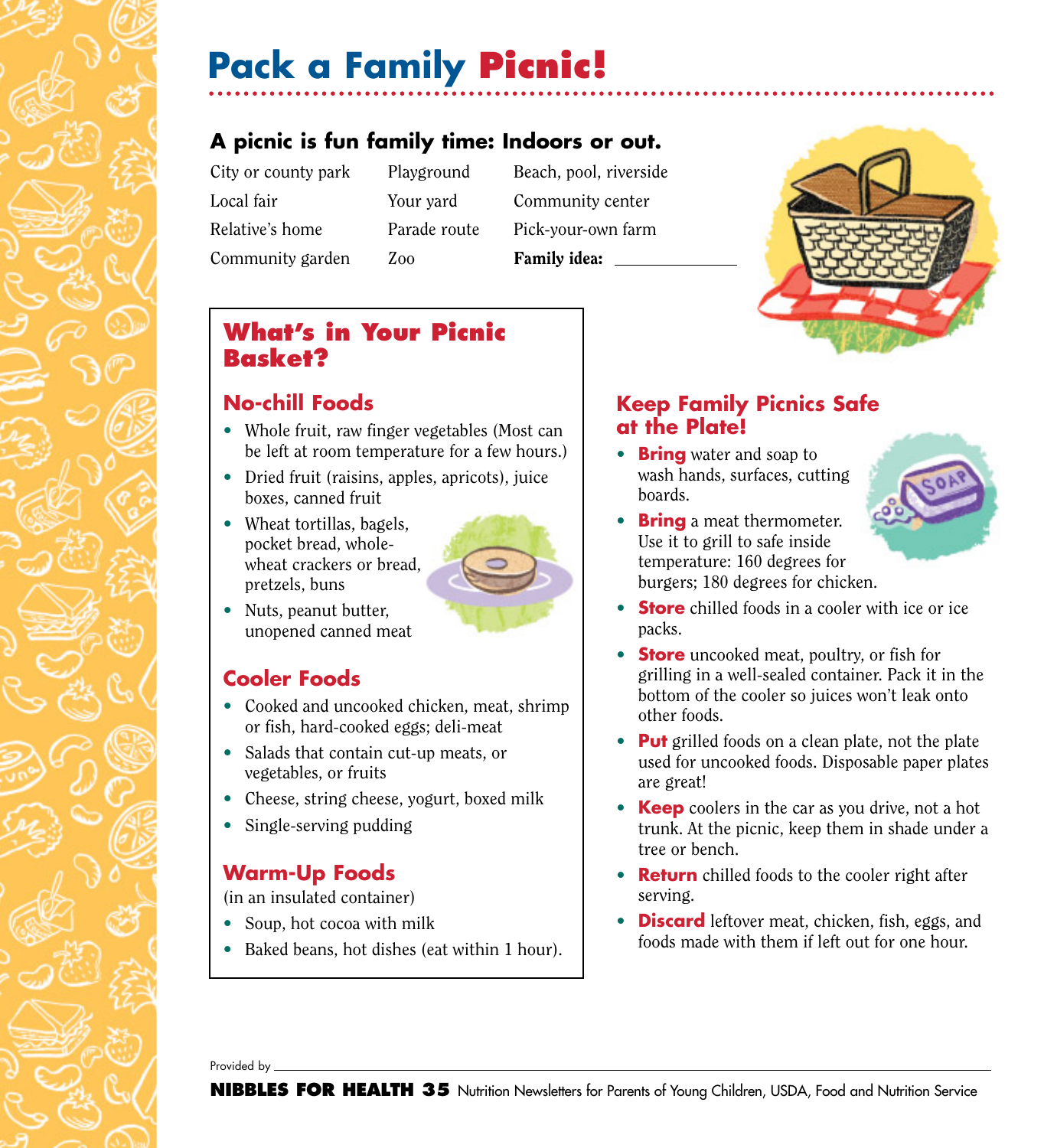# Pack a Family Picnic!

## A picnic is fun family time: Indoors or out.

| | | |
|---|---|---|
| City or county park | Playground | Beach, pool, riverside |
| Local fair | Your yard | Community center |
| Relative's home | Parade route | Pick-your-own farm |
| Community garden | Zoo | **Family idea:** ______ |

## What's in Your Picnic Basket?

### No-chill Foods

- Whole fruit, raw finger vegetables (Most can be left at room temperature for a few hours.)
- Dried fruit (raisins, apples, apricots), juice boxes, canned fruit
- Wheat tortillas, bagels, pocket bread, whole-wheat crackers or bread, pretzels, buns
- Nuts, peanut butter, unopened canned meat

### Cooler Foods

- Cooked and uncooked chicken, meat, shrimp or fish, hard-cooked eggs; deli-meat
- Salads that contain cut-up meats, or vegetables, or fruits
- Cheese, string cheese, yogurt, boxed milk
- Single-serving pudding

### Warm-Up Foods

(in an insulated container)

- Soup, hot cocoa with milk
- Baked beans, hot dishes (eat within 1 hour).

## Keep Family Picnics Safe at the Plate!

- **Bring** water and soap to wash hands, surfaces, cutting boards.
- **Bring** a meat thermometer. Use it to grill to safe inside temperature: 160 degrees for burgers; 180 degrees for chicken.
- **Store** chilled foods in a cooler with ice or ice packs.
- **Store** uncooked meat, poultry, or fish for grilling in a well-sealed container. Pack it in the bottom of the cooler so juices won't leak onto other foods.
- **Put** grilled foods on a clean plate, not the plate used for uncooked foods. Disposable paper plates are great!
- **Keep** coolers in the car as you drive, not a hot trunk. At the picnic, keep them in shade under a tree or bench.
- **Return** chilled foods to the cooler right after serving.
- **Discard** leftover meat, chicken, fish, eggs, and foods made with them if left out for one hour.

Provided by ______

**NIBBLES FOR HEALTH 35** Nutrition Newsletters for Parents of Young Children, USDA, Food and Nutrition Service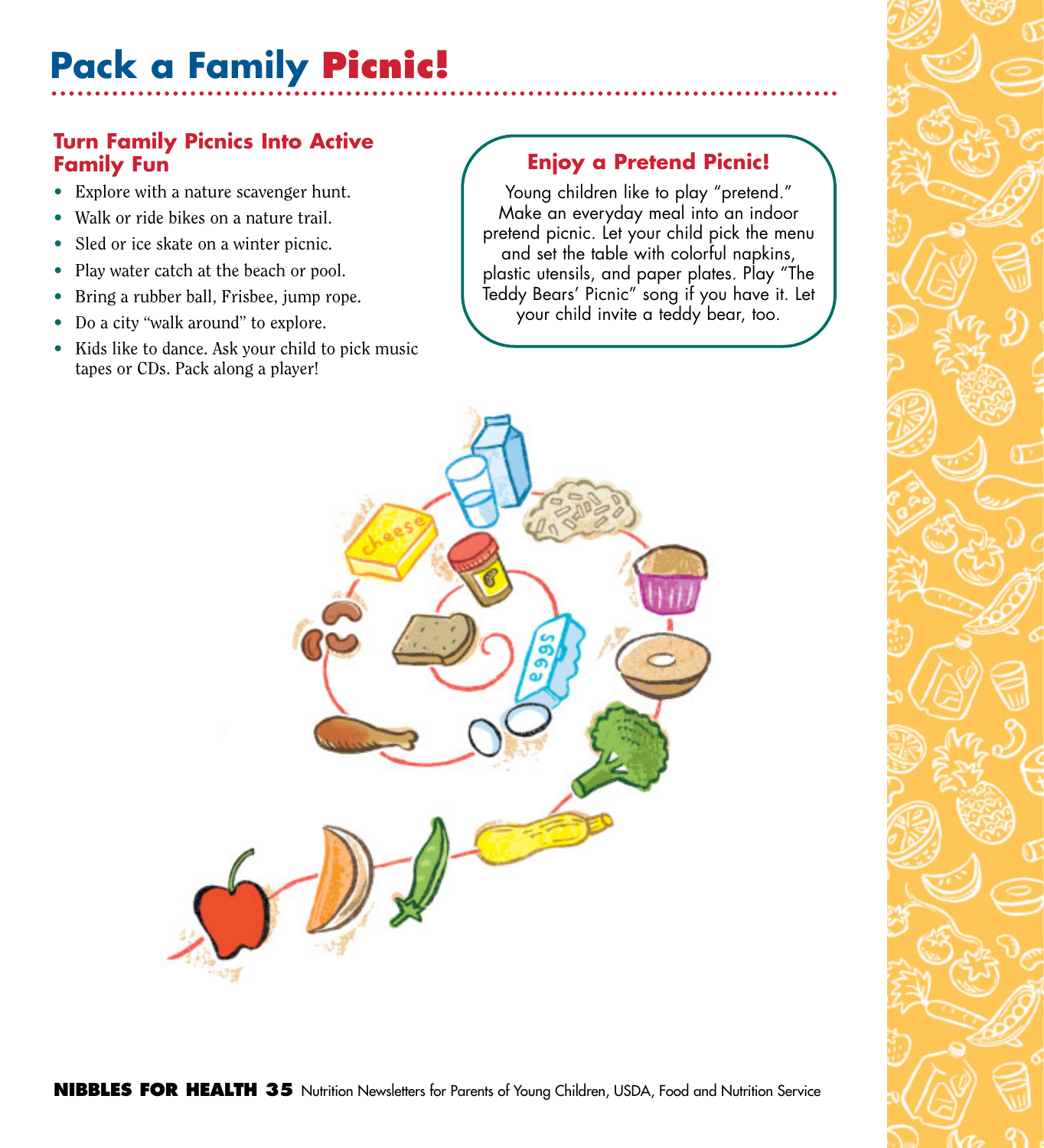# Pack a Family Picnic!

## Turn Family Picnics Into Active Family Fun

- Explore with a nature scavenger hunt.
- Walk or ride bikes on a nature trail.
- Sled or ice skate on a winter picnic.
- Play water catch at the beach or pool.
- Bring a rubber ball, Frisbee, jump rope.
- Do a city "walk around" to explore.
- Kids like to dance. Ask your child to pick music tapes or CDs. Pack along a player!

## Enjoy a Pretend Picnic!

Young children like to play "pretend." Make an everyday meal into an indoor pretend picnic. Let your child pick the menu and set the table with colorful napkins, plastic utensils, and paper plates. Play "The Teddy Bears' Picnic" song if you have it. Let your child invite a teddy bear, too.

**NIBBLES FOR HEALTH 35** Nutrition Newsletters for Parents of Young Children, USDA, Food and Nutrition Service